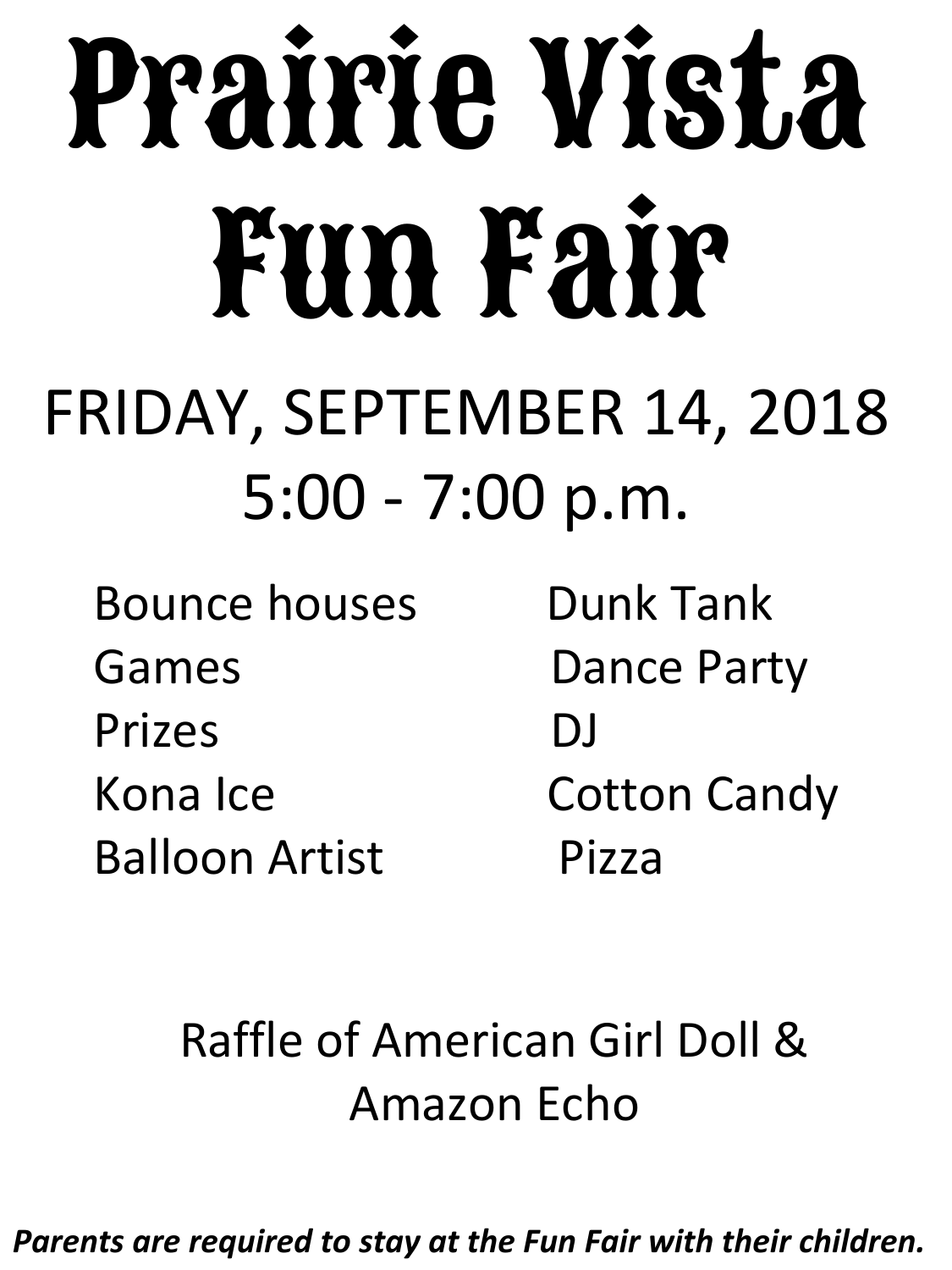# Prairie Vista Fun Fair

## FRIDAY, SEPTEMBER 14, 2018
## 5:00 - 7:00 p.m.

- Bounce houses
- Games
- Prizes
- Kona Ice
- Balloon Artist
- Dunk Tank
- Dance Party
- DJ
- Cotton Candy
- Pizza

Raffle of American Girl Doll & Amazon Echo

***Parents are required to stay at the Fun Fair with their children.***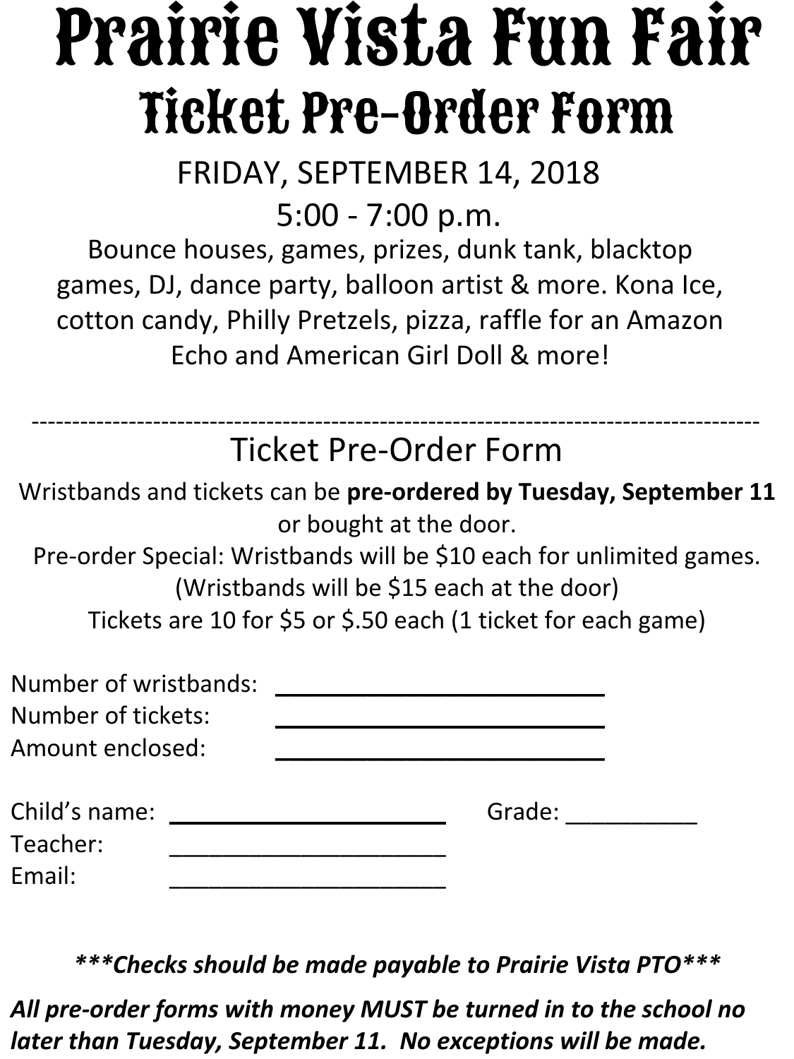# Prairie Vista Fun Fair

## Ticket Pre-Order Form

FRIDAY, SEPTEMBER 14, 2018

5:00 - 7:00 p.m.

Bounce houses, games, prizes, dunk tank, blacktop games, DJ, dance party, balloon artist & more. Kona Ice, cotton candy, Philly Pretzels, pizza, raffle for an Amazon Echo and American Girl Doll & more!

---

Ticket Pre-Order Form

Wristbands and tickets can be **pre-ordered by Tuesday, September 11** or bought at the door.

Pre-order Special: Wristbands will be $10 each for unlimited games.

(Wristbands will be $15 each at the door)

Tickets are 10 for $5 or $.50 each (1 ticket for each game)

Number of wristbands: ________________________

Number of tickets: ________________________

Amount enclosed: ________________________

Child's name: ______________________ Grade: __________

Teacher: ______________________

Email: ______________________

***Checks should be made payable to Prairie Vista PTO***

*All pre-order forms with money MUST be turned in to the school no later than Tuesday, September 11. No exceptions will be made.*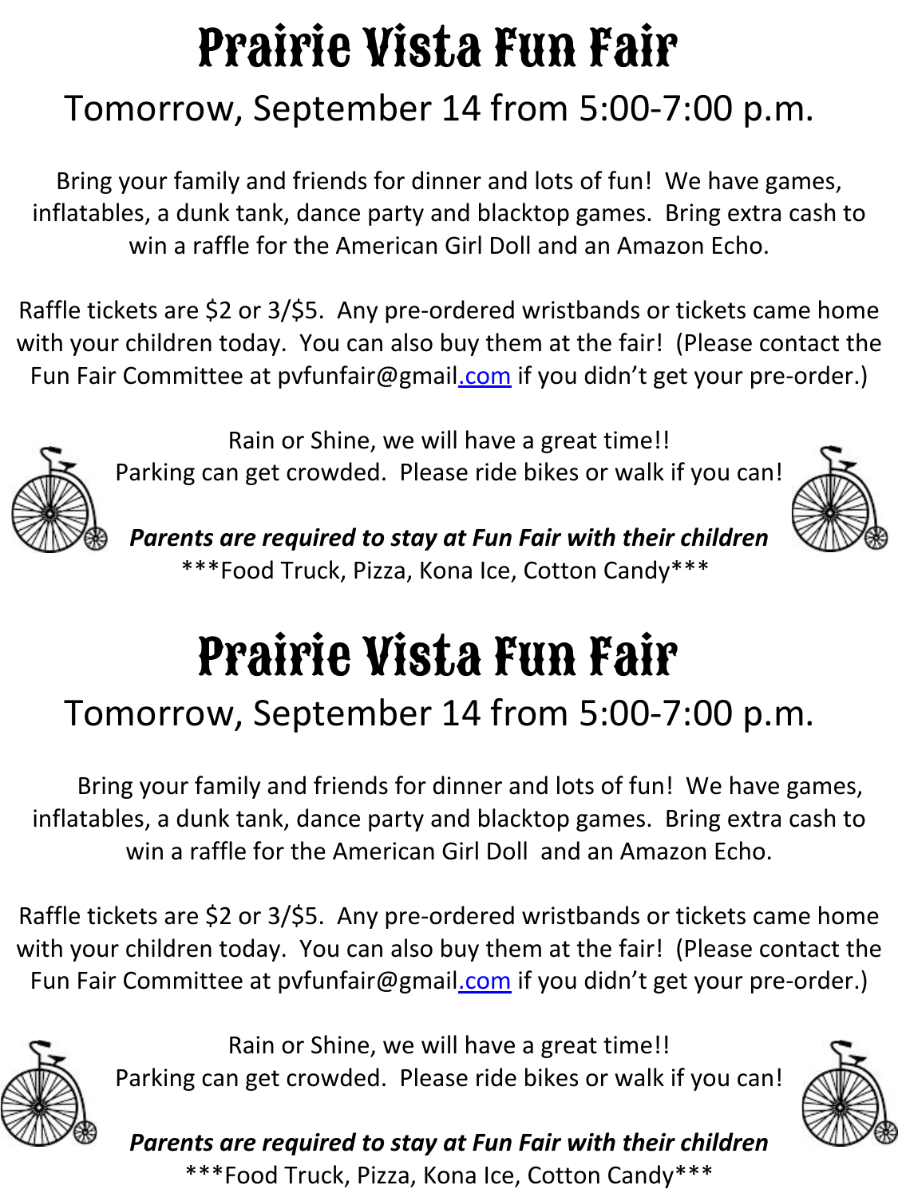# Prairie Vista Fun Fair

## Tomorrow, September 14 from 5:00-7:00 p.m.

Bring your family and friends for dinner and lots of fun! We have games, inflatables, a dunk tank, dance party and blacktop games. Bring extra cash to win a raffle for the American Girl Doll and an Amazon Echo.

Raffle tickets are $2 or 3/$5. Any pre-ordered wristbands or tickets came home with your children today. You can also buy them at the fair! (Please contact the Fun Fair Committee at pvfunfair@gmail.com if you didn't get your pre-order.)

Rain or Shine, we will have a great time!!
Parking can get crowded. Please ride bikes or walk if you can!

***Parents are required to stay at Fun Fair with their children***
***Food Truck, Pizza, Kona Ice, Cotton Candy***

# Prairie Vista Fun Fair

## Tomorrow, September 14 from 5:00-7:00 p.m.

Bring your family and friends for dinner and lots of fun! We have games, inflatables, a dunk tank, dance party and blacktop games. Bring extra cash to win a raffle for the American Girl Doll and an Amazon Echo.

Raffle tickets are $2 or 3/$5. Any pre-ordered wristbands or tickets came home with your children today. You can also buy them at the fair! (Please contact the Fun Fair Committee at pvfunfair@gmail.com if you didn't get your pre-order.)

Rain or Shine, we will have a great time!!
Parking can get crowded. Please ride bikes or walk if you can!

***Parents are required to stay at Fun Fair with their children***
***Food Truck, Pizza, Kona Ice, Cotton Candy***